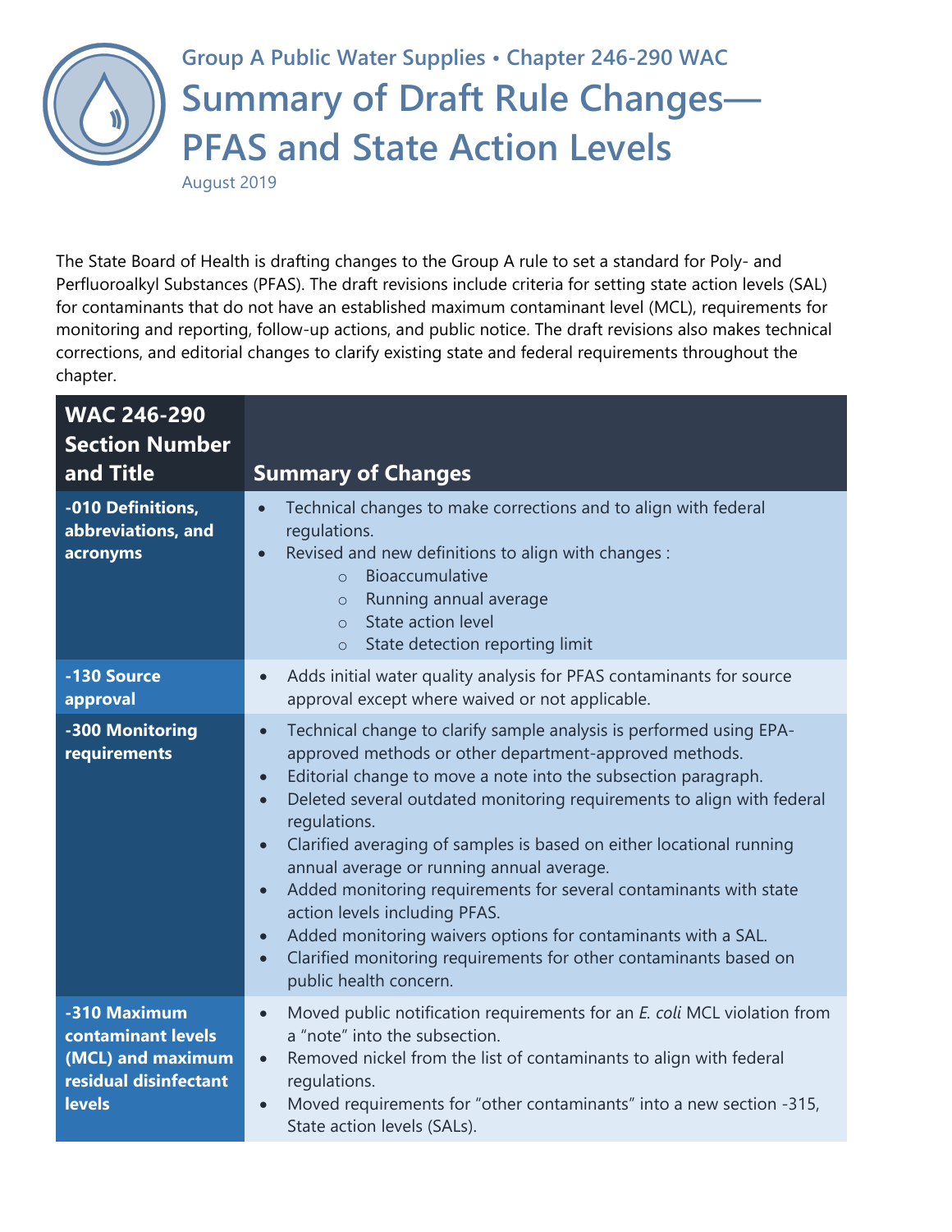## Group A Public Water Supplies • Chapter 246-290 WAC

# Summary of Draft Rule Changes—PFAS and State Action Levels

August 2019

The State Board of Health is drafting changes to the Group A rule to set a standard for Poly- and Perfluoroalkyl Substances (PFAS). The draft revisions include criteria for setting state action levels (SAL) for contaminants that do not have an established maximum contaminant level (MCL), requirements for monitoring and reporting, follow-up actions, and public notice. The draft revisions also makes technical corrections, and editorial changes to clarify existing state and federal requirements throughout the chapter.

| WAC 246-290 Section Number and Title | Summary of Changes |
| --- | --- |
| **-010 Definitions, abbreviations, and acronyms** | • Technical changes to make corrections and to align with federal regulations.<br>• Revised and new definitions to align with changes :<br>&nbsp;&nbsp;&nbsp;&nbsp;○ Bioaccumulative<br>&nbsp;&nbsp;&nbsp;&nbsp;○ Running annual average<br>&nbsp;&nbsp;&nbsp;&nbsp;○ State action level<br>&nbsp;&nbsp;&nbsp;&nbsp;○ State detection reporting limit |
| **-130 Source approval** | • Adds initial water quality analysis for PFAS contaminants for source approval except where waived or not applicable. |
| **-300 Monitoring requirements** | • Technical change to clarify sample analysis is performed using EPA-approved methods or other department-approved methods.<br>• Editorial change to move a note into the subsection paragraph.<br>• Deleted several outdated monitoring requirements to align with federal regulations.<br>• Clarified averaging of samples is based on either locational running annual average or running annual average.<br>• Added monitoring requirements for several contaminants with state action levels including PFAS.<br>• Added monitoring waivers options for contaminants with a SAL.<br>• Clarified monitoring requirements for other contaminants based on public health concern. |
| **-310 Maximum contaminant levels (MCL) and maximum residual disinfectant levels** | • Moved public notification requirements for an *E. coli* MCL violation from a "note" into the subsection.<br>• Removed nickel from the list of contaminants to align with federal regulations.<br>• Moved requirements for "other contaminants" into a new section -315, State action levels (SALs). |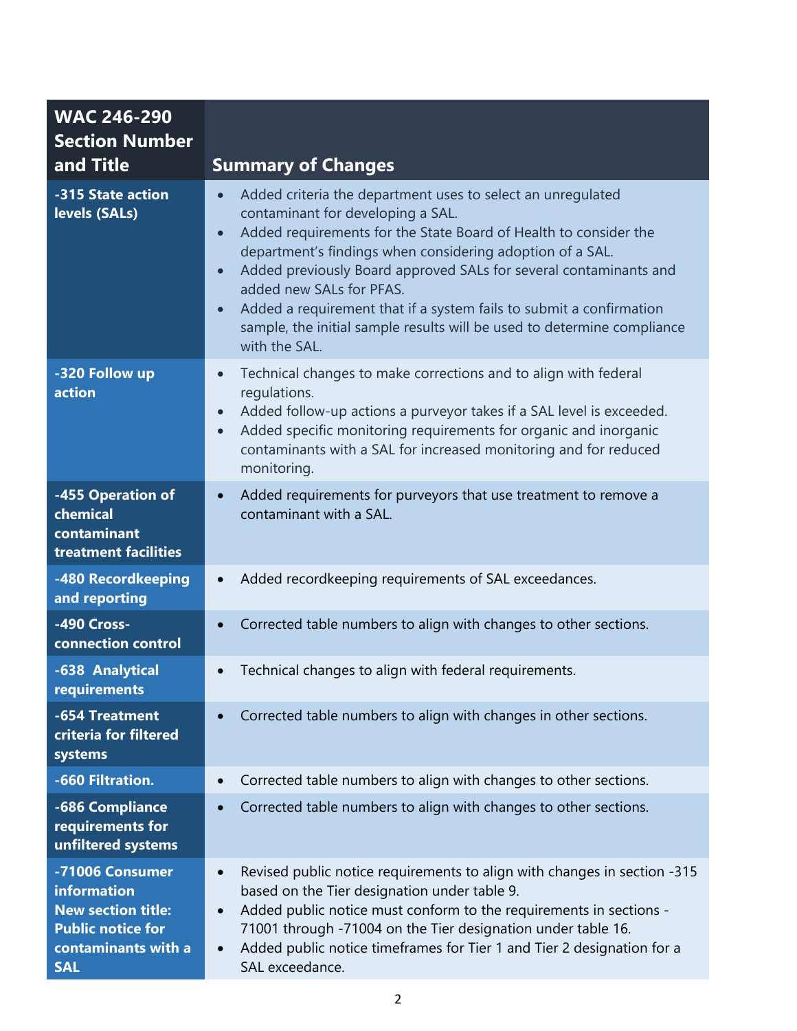| WAC 246-290 Section Number and Title | Summary of Changes |
|---|---|
| **-315 State action levels (SALs)** | • Added criteria the department uses to select an unregulated contaminant for developing a SAL.<br>• Added requirements for the State Board of Health to consider the department's findings when considering adoption of a SAL.<br>• Added previously Board approved SALs for several contaminants and added new SALs for PFAS.<br>• Added a requirement that if a system fails to submit a confirmation sample, the initial sample results will be used to determine compliance with the SAL. |
| **-320 Follow up action** | • Technical changes to make corrections and to align with federal regulations.<br>• Added follow-up actions a purveyor takes if a SAL level is exceeded.<br>• Added specific monitoring requirements for organic and inorganic contaminants with a SAL for increased monitoring and for reduced monitoring. |
| **-455 Operation of chemical contaminant treatment facilities** | • Added requirements for purveyors that use treatment to remove a contaminant with a SAL. |
| **-480 Recordkeeping and reporting** | • Added recordkeeping requirements of SAL exceedances. |
| **-490 Cross-connection control** | • Corrected table numbers to align with changes to other sections. |
| **-638 Analytical requirements** | • Technical changes to align with federal requirements. |
| **-654 Treatment criteria for filtered systems** | • Corrected table numbers to align with changes in other sections. |
| **-660 Filtration.** | • Corrected table numbers to align with changes to other sections. |
| **-686 Compliance requirements for unfiltered systems** | • Corrected table numbers to align with changes to other sections. |
| **-71006 Consumer information New section title: Public notice for contaminants with a SAL** | • Revised public notice requirements to align with changes in section -315 based on the Tier designation under table 9.<br>• Added public notice must conform to the requirements in sections -71001 through -71004 on the Tier designation under table 16.<br>• Added public notice timeframes for Tier 1 and Tier 2 designation for a SAL exceedance. |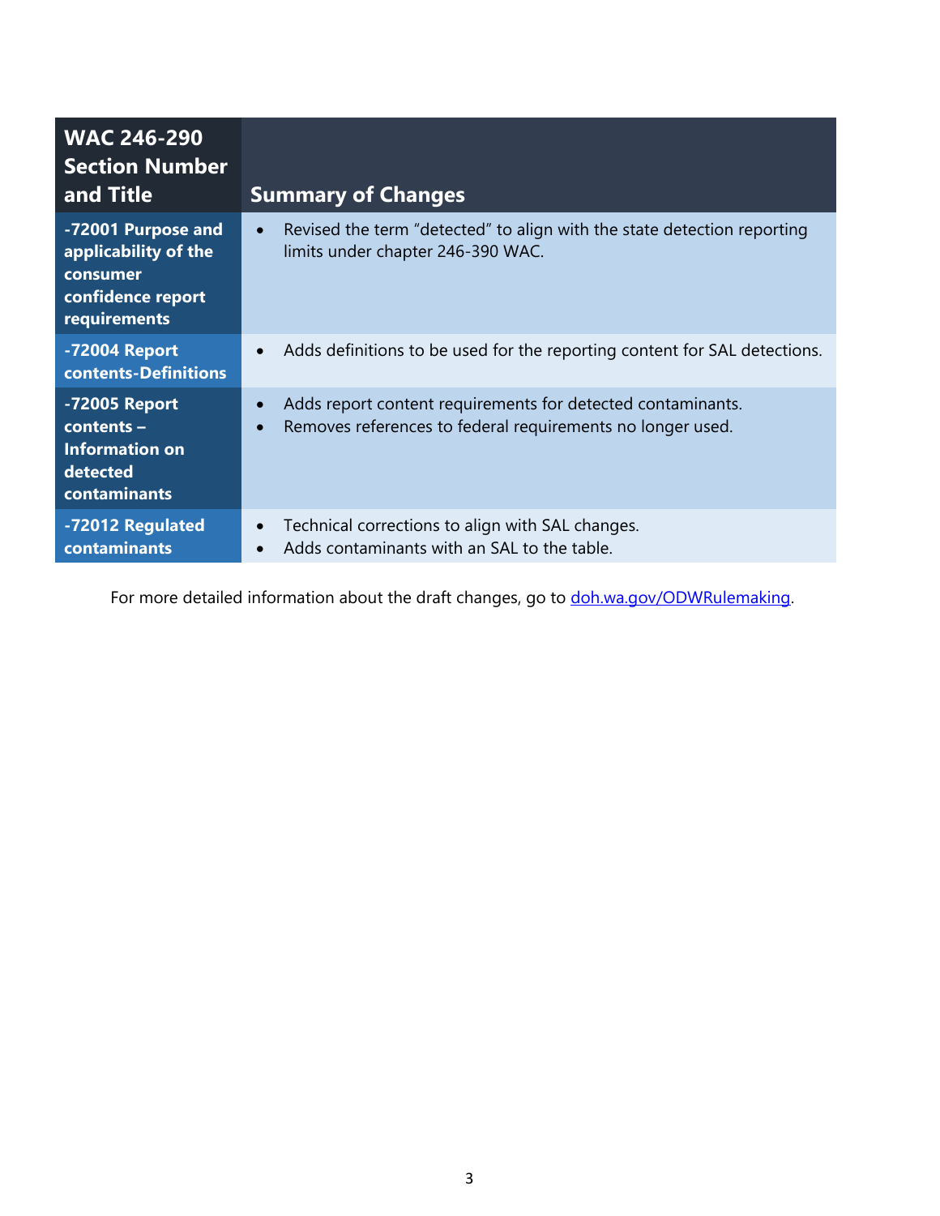| WAC 246-290 Section Number and Title | Summary of Changes |
|---|---|
| **-72001 Purpose and applicability of the consumer confidence report requirements** | • Revised the term "detected" to align with the state detection reporting limits under chapter 246-390 WAC. |
| **-72004 Report contents-Definitions** | • Adds definitions to be used for the reporting content for SAL detections. |
| **-72005 Report contents – Information on detected contaminants** | • Adds report content requirements for detected contaminants.<br>• Removes references to federal requirements no longer used. |
| **-72012 Regulated contaminants** | • Technical corrections to align with SAL changes.<br>• Adds contaminants with an SAL to the table. |

For more detailed information about the draft changes, go to [doh.wa.gov/ODWRulemaking](doh.wa.gov/ODWRulemaking).